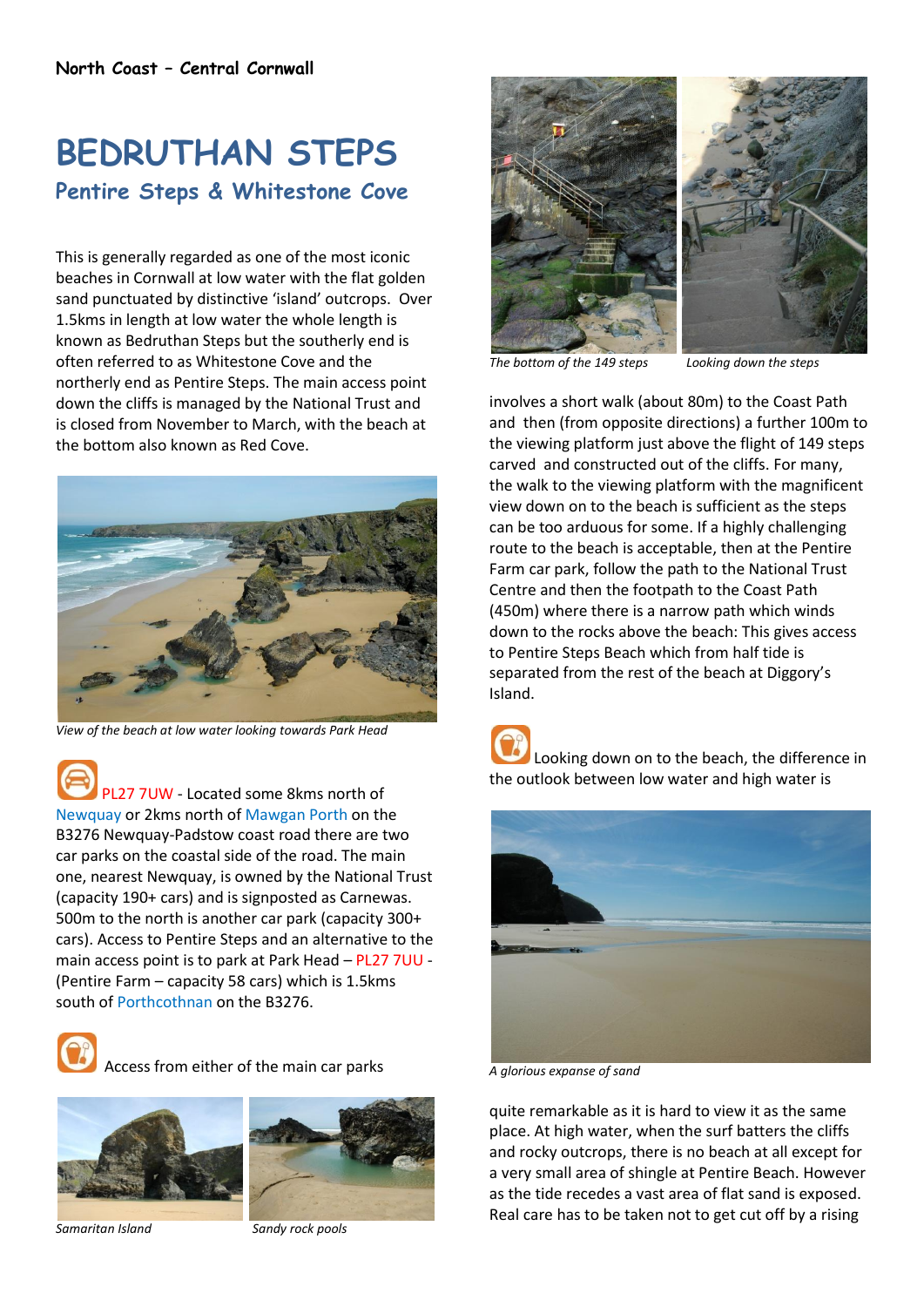North Coast – Central Cornwall

# BEDRUTHAN STEPS

## Pentire Steps & Whitestone Cove

This is generally regarded as one of the most iconic beaches in Cornwall at low water with the flat golden sand punctuated by distinctive 'island' outcrops. Over 1.5kms in length at low water the whole length is known as Bedruthan Steps but the southerly end is often referred to as Whitestone Cove and the northerly end as Pentire Steps. The main access point down the cliffs is managed by the National Trust and is closed from November to March, with the beach at the bottom also known as Red Cove.

View of the beach at low water looking towards Park Head

PL27 7UW - Located some 8kms north of Newquay or 2kms north of Mawgan Porth on the B3276 Newquay-Padstow coast road there are two car parks on the coastal side of the road. The main one, nearest Newquay, is owned by the National Trust (capacity 190+ cars) and is signposted as Carnewas. 500m to the north is another car park (capacity 300+ cars). Access to Pentire Steps and an alternative to the main access point is to park at Park Head – PL27 7UU - (Pentire Farm – capacity 58 cars) which is 1.5kms south of Porthcothnan on the B3276.

Access from either of the main car parks

Samaritan Island

Sandy rock pools

The bottom of the 149 steps

Looking down the steps

involves a short walk (about 80m) to the Coast Path and then (from opposite directions) a further 100m to the viewing platform just above the flight of 149 steps carved and constructed out of the cliffs. For many, the walk to the viewing platform with the magnificent view down on to the beach is sufficient as the steps can be too arduous for some. If a highly challenging route to the beach is acceptable, then at the Pentire Farm car park, follow the path to the National Trust Centre and then the footpath to the Coast Path (450m) where there is a narrow path which winds down to the rocks above the beach: This gives access to Pentire Steps Beach which from half tide is separated from the rest of the beach at Diggory's Island.

Looking down on to the beach, the difference in the outlook between low water and high water is

A glorious expanse of sand

quite remarkable as it is hard to view it as the same place. At high water, when the surf batters the cliffs and rocky outcrops, there is no beach at all except for a very small area of shingle at Pentire Beach. However as the tide recedes a vast area of flat sand is exposed. Real care has to be taken not to get cut off by a rising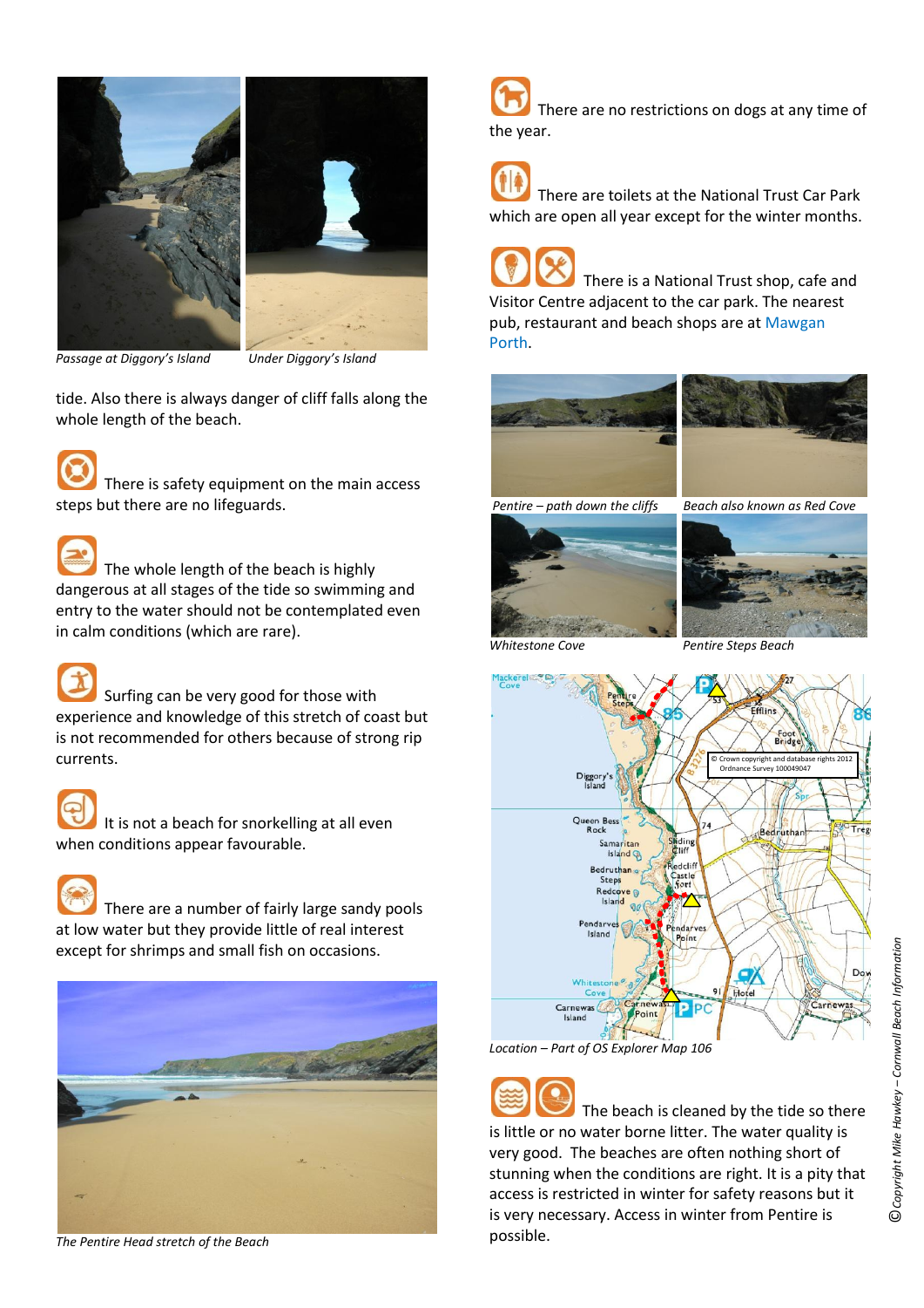Passage at Diggory's Island

Under Diggory's Island

tide. Also there is always danger of cliff falls along the whole length of the beach.

There is safety equipment on the main access steps but there are no lifeguards.

The whole length of the beach is highly dangerous at all stages of the tide so swimming and entry to the water should not be contemplated even in calm conditions (which are rare).

Surfing can be very good for those with experience and knowledge of this stretch of coast but is not recommended for others because of strong rip currents.

It is not a beach for snorkelling at all even when conditions appear favourable.

There are a number of fairly large sandy pools at low water but they provide little of real interest except for shrimps and small fish on occasions.

The Pentire Head stretch of the Beach

There are no restrictions on dogs at any time of the year.

There are toilets at the National Trust Car Park which are open all year except for the winter months.

There is a National Trust shop, cafe and Visitor Centre adjacent to the car park. The nearest pub, restaurant and beach shops are at Mawgan Porth.

Pentire – path down the cliffs

Beach also known as Red Cove

Whitestone Cove

Pentire Steps Beach

© Crown copyright and database rights 2012 Ordnance Survey 100049047

Location – Part of OS Explorer Map 106

The beach is cleaned by the tide so there is little or no water borne litter. The water quality is very good. The beaches are often nothing short of stunning when the conditions are right. It is a pity that access is restricted in winter for safety reasons but it is very necessary. Access in winter from Pentire is possible.

©Copyright Mike Hawkey – Cornwall Beach Information